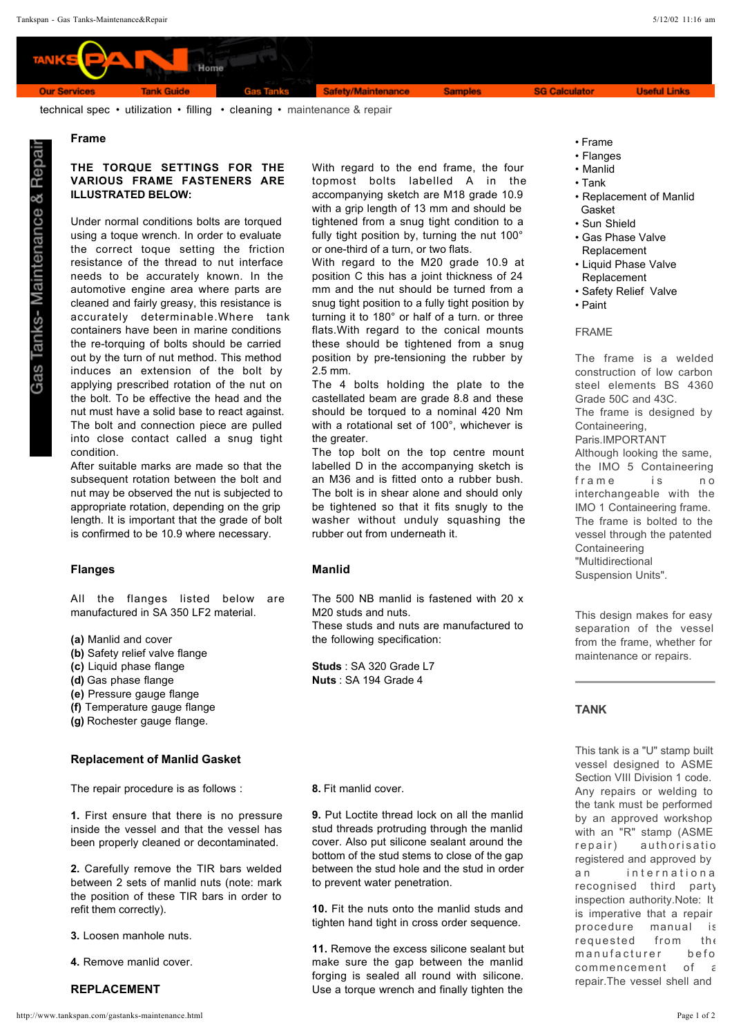Home

Our Services | Tank Guide | Gas Tanks | Safety/Maintenance | Samples | SG Calculator | Useful Links

technical spec • utilization • filling • cleaning • maintenance & repair

Gas Tanks- Maintenance & Repair

## Frame

**THE TORQUE SETTINGS FOR THE VARIOUS FRAME FASTENERS ARE ILLUSTRATED BELOW:**

Under normal conditions bolts are torqued using a toque wrench. In order to evaluate the correct toque setting the friction resistance of the thread to nut interface needs to be accurately known. In the automotive engine area where parts are cleaned and fairly greasy, this resistance is accurately determinable.Where tank containers have been in marine conditions the re-torquing of bolts should be carried out by the turn of nut method. This method induces an extension of the bolt by applying prescribed rotation of the nut on the bolt. To be effective the head and the nut must have a solid base to react against. The bolt and connection piece are pulled into close contact called a snug tight condition.
After suitable marks are made so that the subsequent rotation between the bolt and nut may be observed the nut is subjected to appropriate rotation, depending on the grip length. It is important that the grade of bolt is confirmed to be 10.9 where necessary.

With regard to the end frame, the four topmost bolts labelled A in the accompanying sketch are M18 grade 10.9 with a grip length of 13 mm and should be tightened from a snug tight condition to a fully tight position by, turning the nut 100° or one-third of a turn, or two flats.
With regard to the M20 grade 10.9 at position C this has a joint thickness of 24 mm and the nut should be turned from a snug tight position to a fully tight position by turning it to 180° or half of a turn. or three flats.With regard to the conical mounts these should be tightened from a snug position by pre-tensioning the rubber by 2.5 mm.
The 4 bolts holding the plate to the castellated beam are grade 8.8 and these should be torqued to a nominal 420 Nm with a rotational set of 100°, whichever is the greater.
The top bolt on the top centre mount labelled D in the accompanying sketch is an M36 and is fitted onto a rubber bush. The bolt is in shear alone and should only be tightened so that it fits snugly to the washer without unduly squashing the rubber out from underneath it.

## Flanges

All the flanges listed below are manufactured in SA 350 LF2 material.

**(a)** Manlid and cover
**(b)** Safety relief valve flange
**(c)** Liquid phase flange
**(d)** Gas phase flange
**(e)** Pressure gauge flange
**(f)** Temperature gauge flange
**(g)** Rochester gauge flange.

## Manlid

The 500 NB manlid is fastened with 20 x M20 studs and nuts.
These studs and nuts are manufactured to the following specification:

**Studs** : SA 320 Grade L7
**Nuts** : SA 194 Grade 4

## Replacement of Manlid Gasket

The repair procedure is as follows :

**1.** First ensure that there is no pressure inside the vessel and that the vessel has been properly cleaned or decontaminated.

**2.** Carefully remove the TIR bars welded between 2 sets of manlid nuts (note: mark the position of these TIR bars in order to refit them correctly).

**3.** Loosen manhole nuts.

**4.** Remove manlid cover.

**REPLACEMENT**

**8.** Fit manlid cover.

**9.** Put Loctite thread lock on all the manlid stud threads protruding through the manlid cover. Also put silicone sealant around the bottom of the stud stems to close of the gap between the stud hole and the stud in order to prevent water penetration.

**10.** Fit the nuts onto the manlid studs and tighten hand tight in cross order sequence.

**11.** Remove the excess silicone sealant but make sure the gap between the manlid forging is sealed all round with silicone. Use a torque wrench and finally tighten the

- Frame
- Flanges
- Manlid
- Tank
- Replacement of Manlid Gasket
- Sun Shield
- Gas Phase Valve Replacement
- Liquid Phase Valve Replacement
- Safety Relief Valve
- Paint

FRAME

The frame is a welded construction of low carbon steel elements BS 4360 Grade 50C and 43C.
The frame is designed by Containeering, Paris.IMPORTANT
Although looking the same, the IMO 5 Containeering frame is no interchangeable with the IMO 1 Containeering frame.
The frame is bolted to the vessel through the patented Containeering "Multidirectional Suspension Units".

This design makes for easy separation of the vessel from the frame, whether for maintenance or repairs.

## TANK

This tank is a "U" stamp built vessel designed to ASME Section VIII Division 1 code.
Any repairs or welding to the tank must be performed by an approved workshop with an "R" stamp (ASME repair) authorisation registered and approved by an internationa recognised third party inspection authority.Note: It is imperative that a repair procedure manual is requested from the manufacturer befo commencement of a repair.The vessel shell and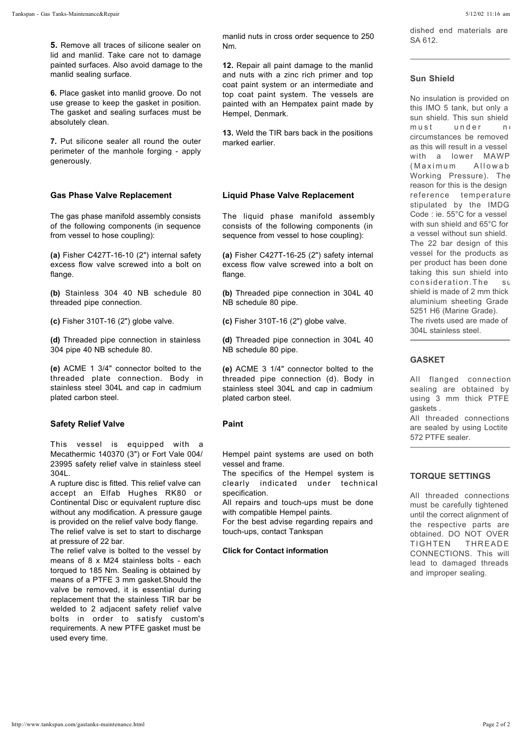**5.** Remove all traces of silicone sealer on lid and manlid. Take care not to damage painted surfaces. Also avoid damage to the manlid sealing surface.

**6.** Place gasket into manlid groove. Do not use grease to keep the gasket in position. The gasket and sealing surfaces must be absolutely clean.

**7.** Put silicone sealer all round the outer perimeter of the manhole forging - apply generously.

### Gas Phase Valve Replacement

The gas phase manifold assembly consists of the following components (in sequence from vessel to hose coupling):

**(a)** Fisher C427T-16-10 (2") internal safety excess flow valve screwed into a bolt on flange.

**(b)** Stainless 304 40 NB schedule 80 threaded pipe connection.

**(c)** Fisher 310T-16 (2") globe valve.

**(d)** Threaded pipe connection in stainless 304 pipe 40 NB schedule 80.

**(e)** ACME 1 3/4" connector bolted to the threaded plate connection. Body in stainless steel 304L and cap in cadmium plated carbon steel.

### Safety Relief Valve

This vessel is equipped with a Mecathermic 140370 (3") or Fort Vale 004/ 23995 safety relief valve in stainless steel 304L.
A rupture disc is fitted. This relief valve can accept an Elfab Hughes RK80 or Continental Disc or equivalent rupture disc without any modification. A pressure gauge is provided on the relief valve body flange.
The relief valve is set to start to discharge at pressure of 22 bar.
The relief valve is bolted to the vessel by means of 8 x M24 stainless bolts - each torqued to 185 Nm. Sealing is obtained by means of a PTFE 3 mm gasket.Should the valve be removed, it is essential during replacement that the stainless TIR bar be welded to 2 adjacent safety relief valve bolts in order to satisfy custom's requirements. A new PTFE gasket must be used every time.

manlid nuts in cross order sequence to 250 Nm.

**12.** Repair all paint damage to the manlid and nuts with a zinc rich primer and top coat paint system or an intermediate and top coat paint system. The vessels are painted with an Hempatex paint made by Hempel, Denmark.

**13.** Weld the TIR bars back in the positions marked earlier.

### Liquid Phase Valve Replacement

The liquid phase manifold assembly consists of the following components (in sequence from vessel to hose coupling):

**(a)** Fisher C427T-16-25 (2") safety internal excess flow valve screwed into a bolt on flange.

**(b)** Threaded pipe connection in 304L 40 NB schedule 80 pipe.

**(c)** Fisher 310T-16 (2") globe valve.

**(d)** Threaded pipe connection in 304L 40 NB schedule 80 pipe.

**(e)** ACME 3 1/4" connector bolted to the threaded pipe connection (d). Body in stainless steel 304L and cap in cadmium plated carbon steel.

### Paint

Hempel paint systems are used on both vessel and frame.
The specifics of the Hempel system is clearly indicated under technical specification.
All repairs and touch-ups must be done with compatible Hempel paints.
For the best advise regarding repairs and touch-ups, contact Tankspan

**Click for Contact information**

dished end materials are SA 612.

### Sun Shield

No insulation is provided on this IMO 5 tank, but only a sun shield. This sun shield must under no circumstances be removed as this will result in a vessel with a lower MAWP (Maximum Allowable Working Pressure). The reason for this is the design reference temperature stipulated by the IMDG Code : ie. 55°C for a vessel with sun shield and 65°C for a vessel without sun shield. The 22 bar design of this vessel for the products as per product has been done taking this sun shield into consideration.The sun shield is made of 2 mm thick aluminium sheeting Grade 5251 H6 (Marine Grade).
The rivets used are made of 304L stainless steel.

### GASKET

All flanged connection sealing are obtained by using 3 mm thick PTFE gaskets .
All threaded connections are sealed by using Loctite 572 PTFE sealer.

### TORQUE SETTINGS

All threaded connections must be carefully tightened until the correct alignment of the respective parts are obtained. DO NOT OVER TIGHTEN THREADED CONNECTIONS. This will lead to damaged threads and improper sealing.